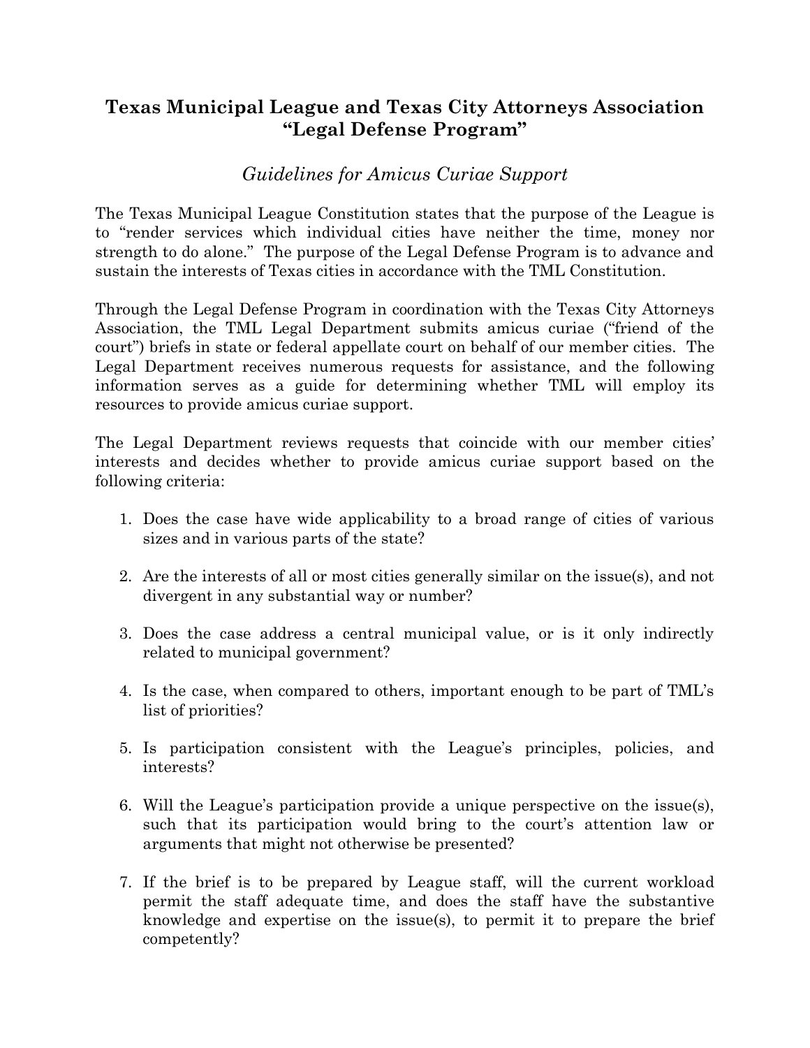# Texas Municipal League and Texas City Attorneys Association "Legal Defense Program"

## *Guidelines for Amicus Curiae Support*

The Texas Municipal League Constitution states that the purpose of the League is to "render services which individual cities have neither the time, money nor strength to do alone." The purpose of the Legal Defense Program is to advance and sustain the interests of Texas cities in accordance with the TML Constitution.

Through the Legal Defense Program in coordination with the Texas City Attorneys Association, the TML Legal Department submits amicus curiae ("friend of the court") briefs in state or federal appellate court on behalf of our member cities. The Legal Department receives numerous requests for assistance, and the following information serves as a guide for determining whether TML will employ its resources to provide amicus curiae support.

The Legal Department reviews requests that coincide with our member cities' interests and decides whether to provide amicus curiae support based on the following criteria:

1. Does the case have wide applicability to a broad range of cities of various sizes and in various parts of the state?

2. Are the interests of all or most cities generally similar on the issue(s), and not divergent in any substantial way or number?

3. Does the case address a central municipal value, or is it only indirectly related to municipal government?

4. Is the case, when compared to others, important enough to be part of TML's list of priorities?

5. Is participation consistent with the League's principles, policies, and interests?

6. Will the League's participation provide a unique perspective on the issue(s), such that its participation would bring to the court's attention law or arguments that might not otherwise be presented?

7. If the brief is to be prepared by League staff, will the current workload permit the staff adequate time, and does the staff have the substantive knowledge and expertise on the issue(s), to permit it to prepare the brief competently?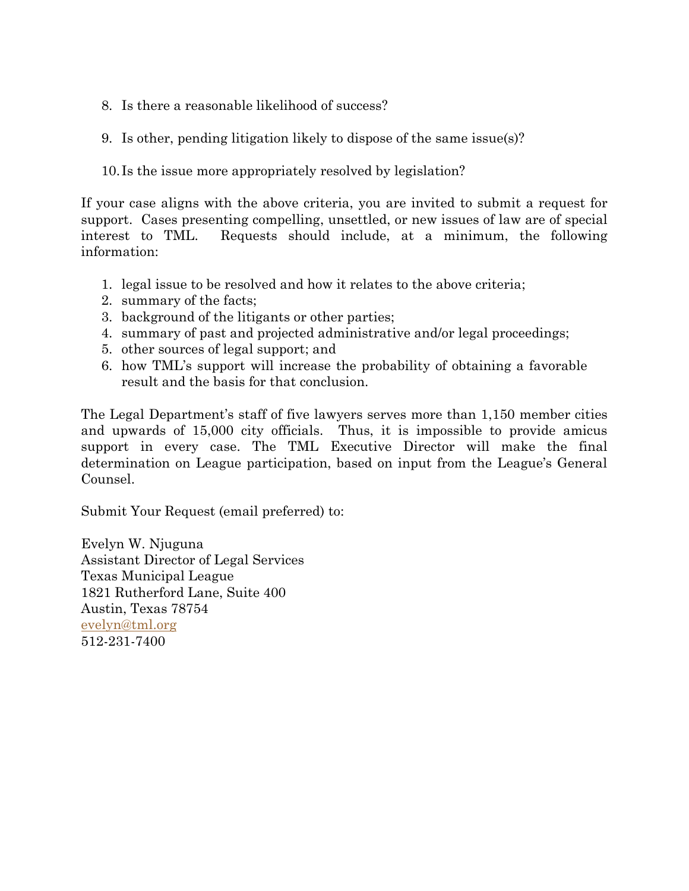8. Is there a reasonable likelihood of success?

9. Is other, pending litigation likely to dispose of the same issue(s)?

10. Is the issue more appropriately resolved by legislation?

If your case aligns with the above criteria, you are invited to submit a request for support. Cases presenting compelling, unsettled, or new issues of law are of special interest to TML. Requests should include, at a minimum, the following information:

1. legal issue to be resolved and how it relates to the above criteria;
2. summary of the facts;
3. background of the litigants or other parties;
4. summary of past and projected administrative and/or legal proceedings;
5. other sources of legal support; and
6. how TML's support will increase the probability of obtaining a favorable result and the basis for that conclusion.

The Legal Department's staff of five lawyers serves more than 1,150 member cities and upwards of 15,000 city officials. Thus, it is impossible to provide amicus support in every case. The TML Executive Director will make the final determination on League participation, based on input from the League's General Counsel.

Submit Your Request (email preferred) to:

Evelyn W. Njuguna
Assistant Director of Legal Services
Texas Municipal League
1821 Rutherford Lane, Suite 400
Austin, Texas 78754
evelyn@tml.org
512-231-7400